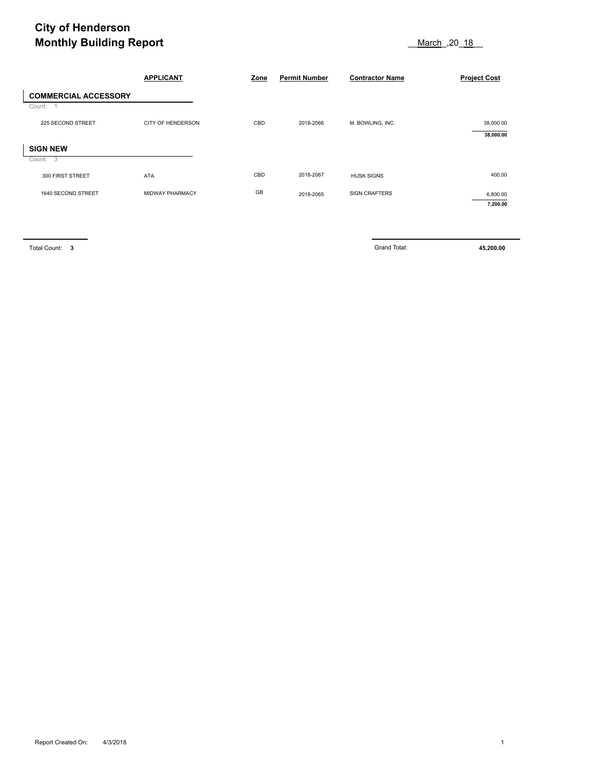# City of Henderson
# Monthly Building Report

March ,20 18

| | APPLICANT | Zone | Permit Number | Contractor Name | Project Cost |
|---|---|---|---|---|---|
| **COMMERCIAL ACCESSORY** | | | | | |
| Count: 1 | | | | | |
| 225 SECOND STREET | CITY OF HENDERSON | CBD | 2018-2066 | M. BOWLING, INC. | 38,000.00 |
| | | | | | **38,000.00** |
| **SIGN NEW** | | | | | |
| Count: 3 | | | | | |
| 300 FIRST STREET | ATA | CBD | 2018-2067 | HUSK SIGNS | 400.00 |
| 1640 SECOND STREET | MIDWAY PHARMACY | GB | 2018-2065 | SIGN CRAFTERS | 6,800.00 |
| | | | | | **7,200.00** |

Total Count: **3**

Grand Total: **45,200.00**

Report Created On: 4/3/2018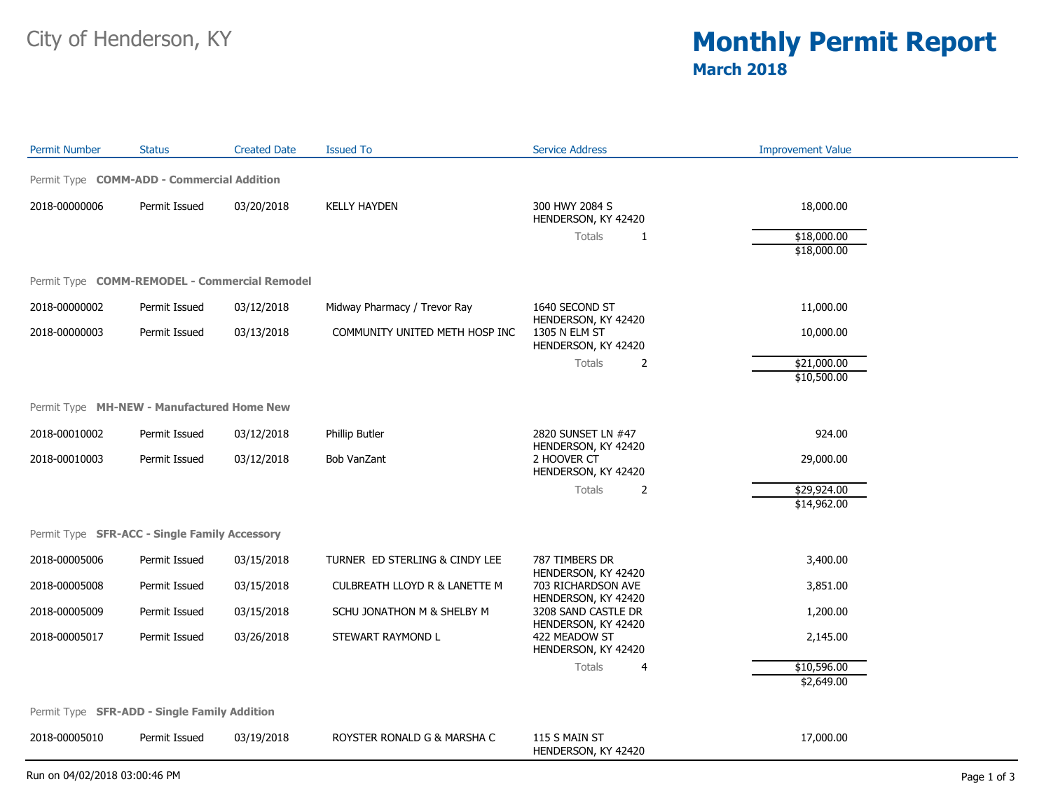City of Henderson, KY

# Monthly Permit Report

## March 2018

| Permit Number | Status | Created Date | Issued To | Service Address | Improvement Value |
|---|---|---|---|---|---|
| **Permit Type COMM-ADD - Commercial Addition** | | | | | |
| 2018-00000006 | Permit Issued | 03/20/2018 | KELLY HAYDEN | 300 HWY 2084 S HENDERSON, KY 42420 | 18,000.00 |
| | | | | Totals 1 | $18,000.00 |
| | | | | | $18,000.00 |
| **Permit Type COMM-REMODEL - Commercial Remodel** | | | | | |
| 2018-00000002 | Permit Issued | 03/12/2018 | Midway Pharmacy / Trevor Ray | 1640 SECOND ST HENDERSON, KY 42420 | 11,000.00 |
| 2018-00000003 | Permit Issued | 03/13/2018 | COMMUNITY UNITED METH HOSP INC | 1305 N ELM ST HENDERSON, KY 42420 | 10,000.00 |
| | | | | Totals 2 | $21,000.00 |
| | | | | | $10,500.00 |
| **Permit Type MH-NEW - Manufactured Home New** | | | | | |
| 2018-00010002 | Permit Issued | 03/12/2018 | Phillip Butler | 2820 SUNSET LN #47 HENDERSON, KY 42420 | 924.00 |
| 2018-00010003 | Permit Issued | 03/12/2018 | Bob VanZant | 2 HOOVER CT HENDERSON, KY 42420 | 29,000.00 |
| | | | | Totals 2 | $29,924.00 |
| | | | | | $14,962.00 |
| **Permit Type SFR-ACC - Single Family Accessory** | | | | | |
| 2018-00005006 | Permit Issued | 03/15/2018 | TURNER ED STERLING & CINDY LEE | 787 TIMBERS DR HENDERSON, KY 42420 | 3,400.00 |
| 2018-00005008 | Permit Issued | 03/15/2018 | CULBREATH LLOYD R & LANETTE M | 703 RICHARDSON AVE HENDERSON, KY 42420 | 3,851.00 |
| 2018-00005009 | Permit Issued | 03/15/2018 | SCHU JONATHON M & SHELBY M | 3208 SAND CASTLE DR HENDERSON, KY 42420 | 1,200.00 |
| 2018-00005017 | Permit Issued | 03/26/2018 | STEWART RAYMOND L | 422 MEADOW ST HENDERSON, KY 42420 | 2,145.00 |
| | | | | Totals 4 | $10,596.00 |
| | | | | | $2,649.00 |
| **Permit Type SFR-ADD - Single Family Addition** | | | | | |
| 2018-00005010 | Permit Issued | 03/19/2018 | ROYSTER RONALD G & MARSHA C | 115 S MAIN ST HENDERSON, KY 42420 | 17,000.00 |

Run on 04/02/2018 03:00:46 PM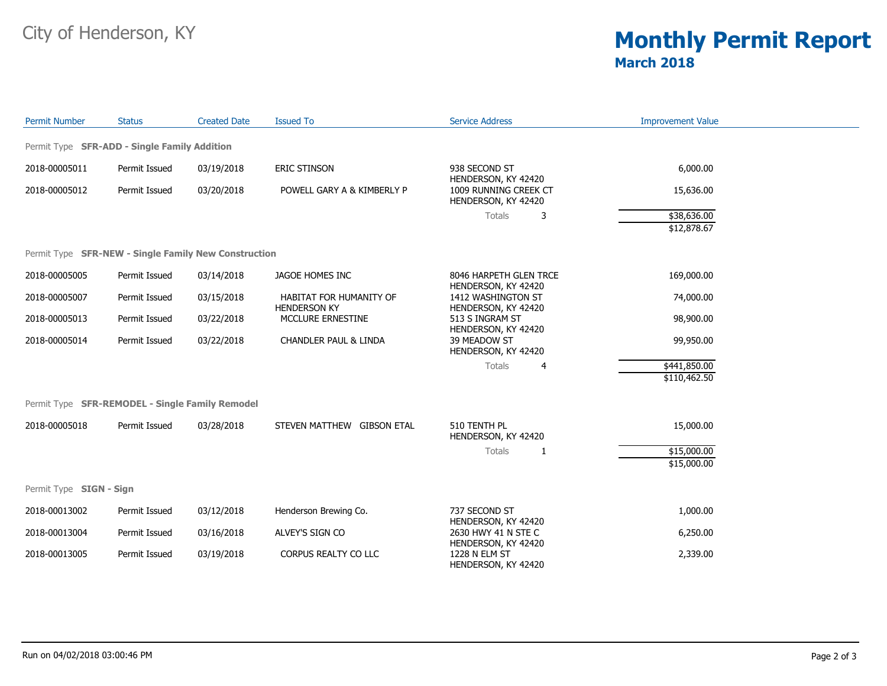City of Henderson, KY

# Monthly Permit Report

## March 2018

| Permit Number | Status | Created Date | Issued To | Service Address | | Improvement Value |
|---|---|---|---|---|---|---|
| **Permit Type SFR-ADD - Single Family Addition** | | | | | | |
| 2018-00005011 | Permit Issued | 03/19/2018 | ERIC STINSON | 938 SECOND ST HENDERSON, KY 42420 | | 6,000.00 |
| 2018-00005012 | Permit Issued | 03/20/2018 | POWELL GARY A & KIMBERLY P | 1009 RUNNING CREEK CT HENDERSON, KY 42420 | | 15,636.00 |
| | | | | Totals | 3 | $38,636.00 |
| | | | | | | $12,878.67 |
| **Permit Type SFR-NEW - Single Family New Construction** | | | | | | |
| 2018-00005005 | Permit Issued | 03/14/2018 | JAGOE HOMES INC | 8046 HARPETH GLEN TRCE HENDERSON, KY 42420 | | 169,000.00 |
| 2018-00005007 | Permit Issued | 03/15/2018 | HABITAT FOR HUMANITY OF HENDERSON KY | 1412 WASHINGTON ST HENDERSON, KY 42420 | | 74,000.00 |
| 2018-00005013 | Permit Issued | 03/22/2018 | MCCLURE ERNESTINE | 513 S INGRAM ST HENDERSON, KY 42420 | | 98,900.00 |
| 2018-00005014 | Permit Issued | 03/22/2018 | CHANDLER PAUL & LINDA | 39 MEADOW ST HENDERSON, KY 42420 | | 99,950.00 |
| | | | | Totals | 4 | $441,850.00 |
| | | | | | | $110,462.50 |
| **Permit Type SFR-REMODEL - Single Family Remodel** | | | | | | |
| 2018-00005018 | Permit Issued | 03/28/2018 | STEVEN MATTHEW GIBSON ETAL | 510 TENTH PL HENDERSON, KY 42420 | | 15,000.00 |
| | | | | Totals | 1 | $15,000.00 |
| | | | | | | $15,000.00 |
| **Permit Type SIGN - Sign** | | | | | | |
| 2018-00013002 | Permit Issued | 03/12/2018 | Henderson Brewing Co. | 737 SECOND ST HENDERSON, KY 42420 | | 1,000.00 |
| 2018-00013004 | Permit Issued | 03/16/2018 | ALVEY'S SIGN CO | 2630 HWY 41 N STE C HENDERSON, KY 42420 | | 6,250.00 |
| 2018-00013005 | Permit Issued | 03/19/2018 | CORPUS REALTY CO LLC | 1228 N ELM ST HENDERSON, KY 42420 | | 2,339.00 |

Run on 04/02/2018 03:00:46 PM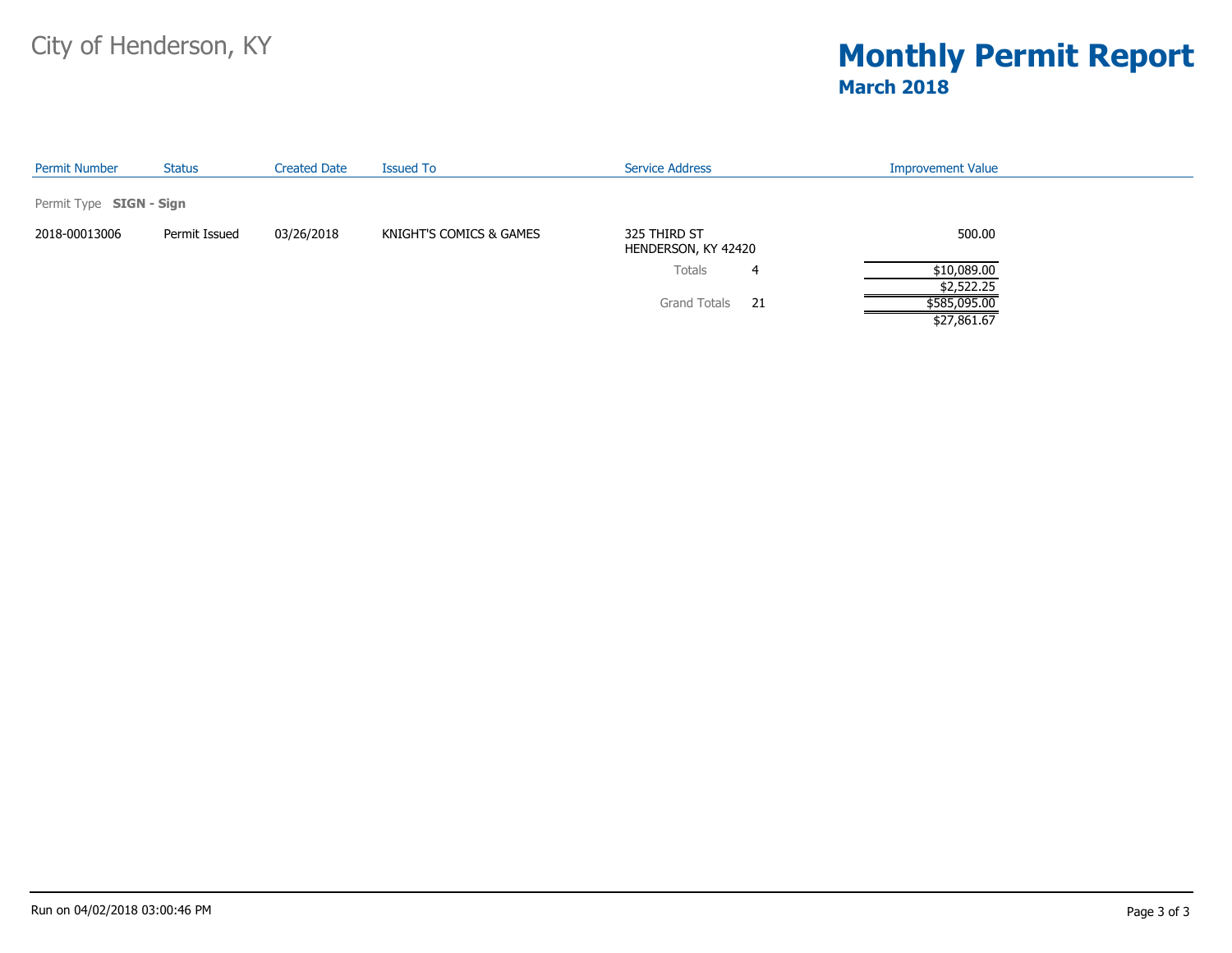City of Henderson, KY

# Monthly Permit Report

## March 2018

| Permit Number | Status | Created Date | Issued To | Service Address | | Improvement Value |
|---|---|---|---|---|---|---|
| Permit Type **SIGN - Sign** | | | | | | |
| 2018-00013006 | Permit Issued | 03/26/2018 | KNIGHT'S COMICS & GAMES | 325 THIRD ST HENDERSON, KY 42420 | | 500.00 |
| | | | | Totals | 4 | $10,089.00 |
| | | | | | | $2,522.25 |
| | | | | Grand Totals | 21 | $585,095.00 |
| | | | | | | $27,861.67 |

Run on 04/02/2018 03:00:46 PM